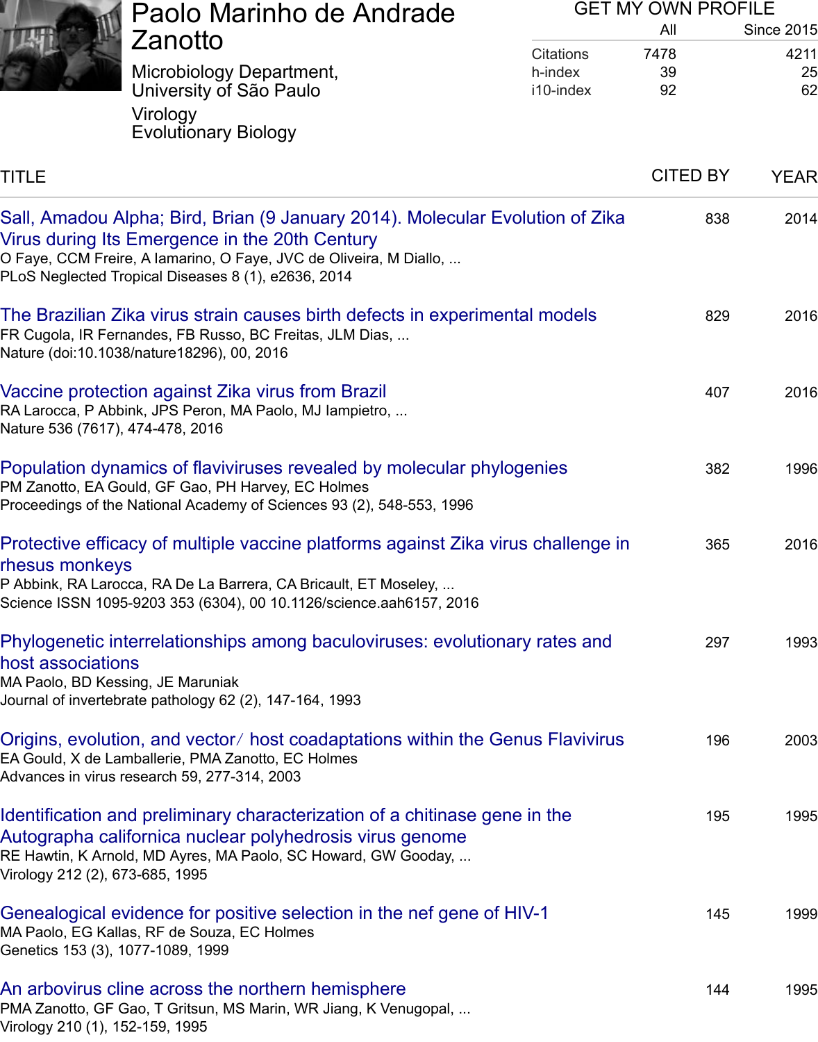# Paolo Marinho de Andrade Zanotto

Microbiology Department, University of São Paulo

Virology
Evolutionary Biology

GET MY OWN PROFILE

| | All | Since 2015 |
|---|---|---|
| Citations | 7478 | 4211 |
| h-index | 39 | 25 |
| i10-index | 92 | 62 |

| TITLE | CITED BY | YEAR |
|---|---|---|
| Sall, Amadou Alpha; Bird, Brian (9 January 2014). Molecular Evolution of Zika Virus during Its Emergence in the 20th Century<br>O Faye, CCM Freire, A Iamarino, O Faye, JVC de Oliveira, M Diallo, ...<br>PLoS Neglected Tropical Diseases 8 (1), e2636, 2014 | 838 | 2014 |
| The Brazilian Zika virus strain causes birth defects in experimental models<br>FR Cugola, IR Fernandes, FB Russo, BC Freitas, JLM Dias, ...<br>Nature (doi:10.1038/nature18296), 00, 2016 | 829 | 2016 |
| Vaccine protection against Zika virus from Brazil<br>RA Larocca, P Abbink, JPS Peron, MA Paolo, MJ Iampietro, ...<br>Nature 536 (7617), 474-478, 2016 | 407 | 2016 |
| Population dynamics of flaviviruses revealed by molecular phylogenies<br>PM Zanotto, EA Gould, GF Gao, PH Harvey, EC Holmes<br>Proceedings of the National Academy of Sciences 93 (2), 548-553, 1996 | 382 | 1996 |
| Protective efficacy of multiple vaccine platforms against Zika virus challenge in rhesus monkeys<br>P Abbink, RA Larocca, RA De La Barrera, CA Bricault, ET Moseley, ...<br>Science ISSN 1095-9203 353 (6304), 00 10.1126/science.aah6157, 2016 | 365 | 2016 |
| Phylogenetic interrelationships among baculoviruses: evolutionary rates and host associations<br>MA Paolo, BD Kessing, JE Maruniak<br>Journal of invertebrate pathology 62 (2), 147-164, 1993 | 297 | 1993 |
| Origins, evolution, and vector/ host coadaptations within the Genus Flavivirus<br>EA Gould, X de Lamballerie, PMA Zanotto, EC Holmes<br>Advances in virus research 59, 277-314, 2003 | 196 | 2003 |
| Identification and preliminary characterization of a chitinase gene in the Autographa californica nuclear polyhedrosis virus genome<br>RE Hawtin, K Arnold, MD Ayres, MA Paolo, SC Howard, GW Gooday, ...<br>Virology 212 (2), 673-685, 1995 | 195 | 1995 |
| Genealogical evidence for positive selection in the nef gene of HIV-1<br>MA Paolo, EG Kallas, RF de Souza, EC Holmes<br>Genetics 153 (3), 1077-1089, 1999 | 145 | 1999 |
| An arbovirus cline across the northern hemisphere<br>PMA Zanotto, GF Gao, T Gritsun, MS Marin, WR Jiang, K Venugopal, ...<br>Virology 210 (1), 152-159, 1995 | 144 | 1995 |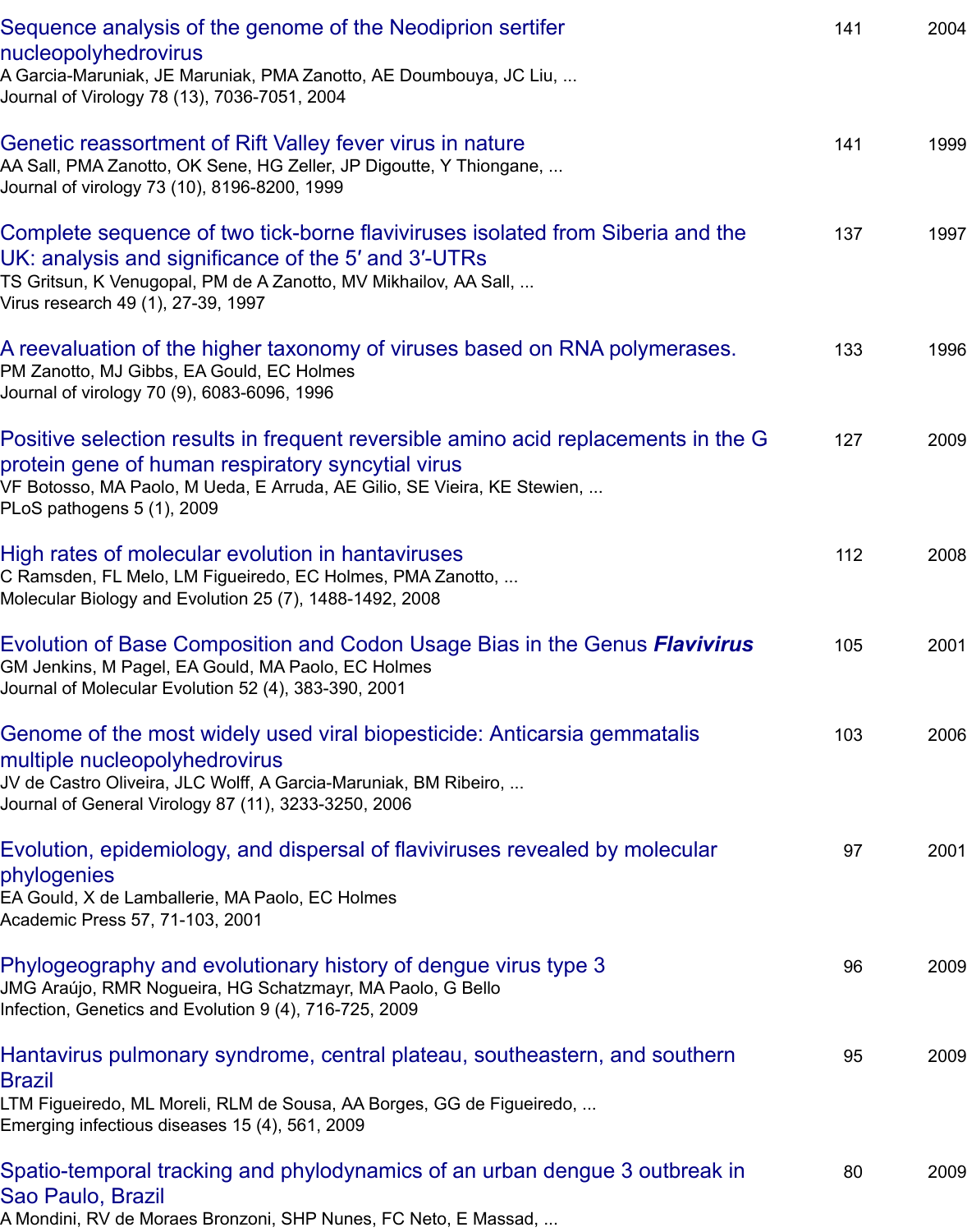| Title | Cited by | Year |
|---|---|---|
| Sequence analysis of the genome of the Neodiprion sertifer nucleopolyhedrovirus<br>A Garcia-Maruniak, JE Maruniak, PMA Zanotto, AE Doumbouya, JC Liu, ...<br>Journal of Virology 78 (13), 7036-7051, 2004 | 141 | 2004 |
| Genetic reassortment of Rift Valley fever virus in nature<br>AA Sall, PMA Zanotto, OK Sene, HG Zeller, JP Digoutte, Y Thiongane, ...<br>Journal of virology 73 (10), 8196-8200, 1999 | 141 | 1999 |
| Complete sequence of two tick-borne flaviviruses isolated from Siberia and the UK: analysis and significance of the 5′ and 3′-UTRs<br>TS Gritsun, K Venugopal, PM de A Zanotto, MV Mikhailov, AA Sall, ...<br>Virus research 49 (1), 27-39, 1997 | 137 | 1997 |
| A reevaluation of the higher taxonomy of viruses based on RNA polymerases.<br>PM Zanotto, MJ Gibbs, EA Gould, EC Holmes<br>Journal of virology 70 (9), 6083-6096, 1996 | 133 | 1996 |
| Positive selection results in frequent reversible amino acid replacements in the G protein gene of human respiratory syncytial virus<br>VF Botosso, MA Paolo, M Ueda, E Arruda, AE Gilio, SE Vieira, KE Stewien, ...<br>PLoS pathogens 5 (1), 2009 | 127 | 2009 |
| High rates of molecular evolution in hantaviruses<br>C Ramsden, FL Melo, LM Figueiredo, EC Holmes, PMA Zanotto, ...<br>Molecular Biology and Evolution 25 (7), 1488-1492, 2008 | 112 | 2008 |
| Evolution of Base Composition and Codon Usage Bias in the Genus ***Flavivirus***<br>GM Jenkins, M Pagel, EA Gould, MA Paolo, EC Holmes<br>Journal of Molecular Evolution 52 (4), 383-390, 2001 | 105 | 2001 |
| Genome of the most widely used viral biopesticide: Anticarsia gemmatalis multiple nucleopolyhedrovirus<br>JV de Castro Oliveira, JLC Wolff, A Garcia-Maruniak, BM Ribeiro, ...<br>Journal of General Virology 87 (11), 3233-3250, 2006 | 103 | 2006 |
| Evolution, epidemiology, and dispersal of flaviviruses revealed by molecular phylogenies<br>EA Gould, X de Lamballerie, MA Paolo, EC Holmes<br>Academic Press 57, 71-103, 2001 | 97 | 2001 |
| Phylogeography and evolutionary history of dengue virus type 3<br>JMG Araújo, RMR Nogueira, HG Schatzmayr, MA Paolo, G Bello<br>Infection, Genetics and Evolution 9 (4), 716-725, 2009 | 96 | 2009 |
| Hantavirus pulmonary syndrome, central plateau, southeastern, and southern Brazil<br>LTM Figueiredo, ML Moreli, RLM de Sousa, AA Borges, GG de Figueiredo, ...<br>Emerging infectious diseases 15 (4), 561, 2009 | 95 | 2009 |
| Spatio-temporal tracking and phylodynamics of an urban dengue 3 outbreak in Sao Paulo, Brazil<br>A Mondini, RV de Moraes Bronzoni, SHP Nunes, FC Neto, E Massad, ... | 80 | 2009 |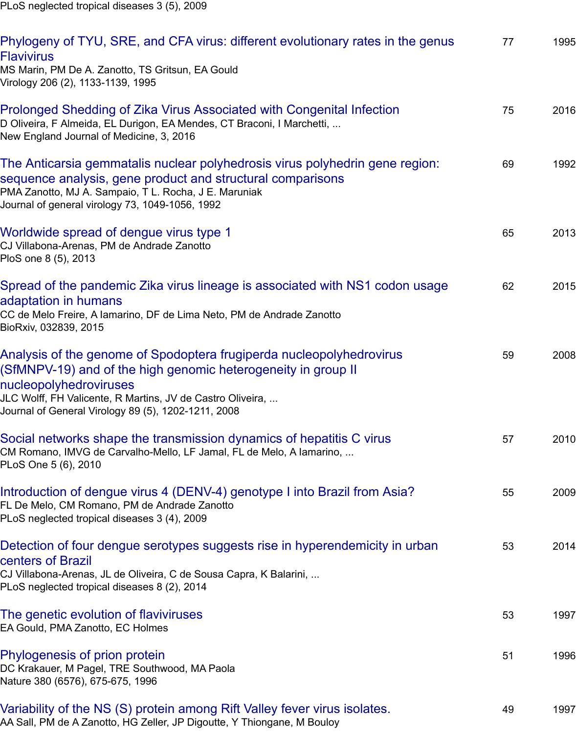PLoS neglected tropical diseases 3 (5), 2009

| Title | Cited by | Year |
|---|---|---|
| Phylogeny of TYU, SRE, and CFA virus: different evolutionary rates in the genus Flavivirus<br>MS Marin, PM De A. Zanotto, TS Gritsun, EA Gould<br>Virology 206 (2), 1133-1139, 1995 | 77 | 1995 |
| Prolonged Shedding of Zika Virus Associated with Congenital Infection<br>D Oliveira, F Almeida, EL Durigon, EA Mendes, CT Braconi, I Marchetti, ...<br>New England Journal of Medicine, 3, 2016 | 75 | 2016 |
| The Anticarsia gemmatalis nuclear polyhedrosis virus polyhedrin gene region: sequence analysis, gene product and structural comparisons<br>PMA Zanotto, MJ A. Sampaio, T L. Rocha, J E. Maruniak<br>Journal of general virology 73, 1049-1056, 1992 | 69 | 1992 |
| Worldwide spread of dengue virus type 1<br>CJ Villabona-Arenas, PM de Andrade Zanotto<br>PloS one 8 (5), 2013 | 65 | 2013 |
| Spread of the pandemic Zika virus lineage is associated with NS1 codon usage adaptation in humans<br>CC de Melo Freire, A Iamarino, DF de Lima Neto, PM de Andrade Zanotto<br>BioRxiv, 032839, 2015 | 62 | 2015 |
| Analysis of the genome of Spodoptera frugiperda nucleopolyhedrovirus (SfMNPV-19) and of the high genomic heterogeneity in group II nucleopolyhedroviruses<br>JLC Wolff, FH Valicente, R Martins, JV de Castro Oliveira, ...<br>Journal of General Virology 89 (5), 1202-1211, 2008 | 59 | 2008 |
| Social networks shape the transmission dynamics of hepatitis C virus<br>CM Romano, IMVG de Carvalho-Mello, LF Jamal, FL de Melo, A Iamarino, ...<br>PLoS One 5 (6), 2010 | 57 | 2010 |
| Introduction of dengue virus 4 (DENV-4) genotype I into Brazil from Asia?<br>FL De Melo, CM Romano, PM de Andrade Zanotto<br>PLoS neglected tropical diseases 3 (4), 2009 | 55 | 2009 |
| Detection of four dengue serotypes suggests rise in hyperendemicity in urban centers of Brazil<br>CJ Villabona-Arenas, JL de Oliveira, C de Sousa Capra, K Balarini, ...<br>PLoS neglected tropical diseases 8 (2), 2014 | 53 | 2014 |
| The genetic evolution of flaviviruses<br>EA Gould, PMA Zanotto, EC Holmes | 53 | 1997 |
| Phylogenesis of prion protein<br>DC Krakauer, M Pagel, TRE Southwood, MA Paola<br>Nature 380 (6576), 675-675, 1996 | 51 | 1996 |
| Variability of the NS (S) protein among Rift Valley fever virus isolates.<br>AA Sall, PM de A Zanotto, HG Zeller, JP Digoutte, Y Thiongane, M Bouloy | 49 | 1997 |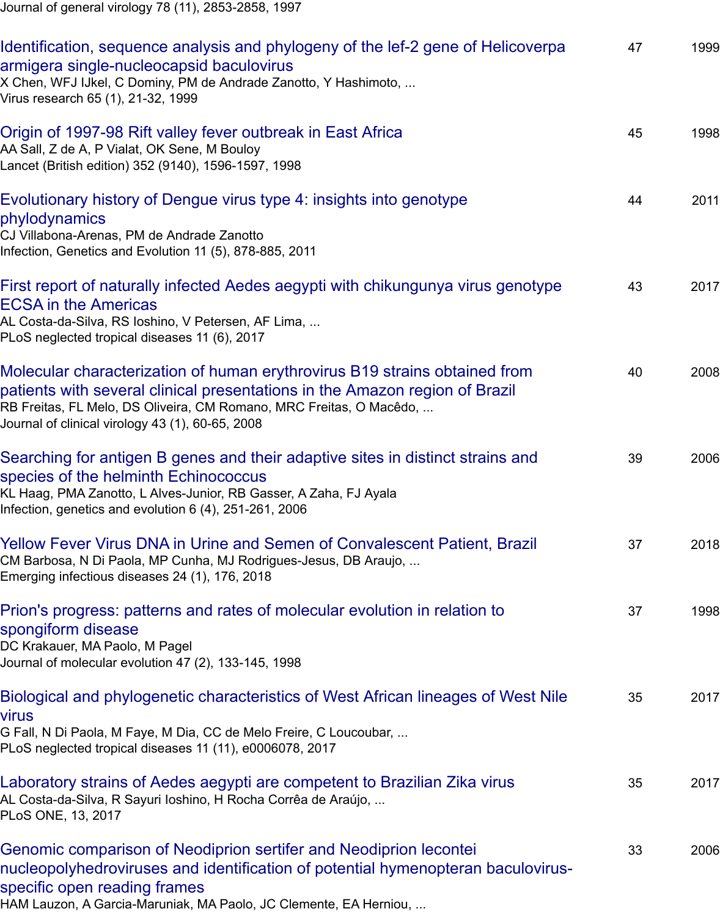Journal of general virology 78 (11), 2853-2858, 1997

| | | |
|---|---|---|
| [Identification, sequence analysis and phylogeny of the lef-2 gene of Helicoverpa armigera single-nucleocapsid baculovirus]<br>X Chen, WFJ IJkel, C Dominy, PM de Andrade Zanotto, Y Hashimoto, ...<br>Virus research 65 (1), 21-32, 1999 | 47 | 1999 |
| [Origin of 1997-98 Rift valley fever outbreak in East Africa]<br>AA Sall, Z de A, P Vialat, OK Sene, M Bouloy<br>Lancet (British edition) 352 (9140), 1596-1597, 1998 | 45 | 1998 |
| [Evolutionary history of Dengue virus type 4: insights into genotype phylodynamics]<br>CJ Villabona-Arenas, PM de Andrade Zanotto<br>Infection, Genetics and Evolution 11 (5), 878-885, 2011 | 44 | 2011 |
| [First report of naturally infected Aedes aegypti with chikungunya virus genotype ECSA in the Americas]<br>AL Costa-da-Silva, RS Ioshino, V Petersen, AF Lima, ...<br>PLoS neglected tropical diseases 11 (6), 2017 | 43 | 2017 |
| [Molecular characterization of human erythrovirus B19 strains obtained from patients with several clinical presentations in the Amazon region of Brazil]<br>RB Freitas, FL Melo, DS Oliveira, CM Romano, MRC Freitas, O Macêdo, ...<br>Journal of clinical virology 43 (1), 60-65, 2008 | 40 | 2008 |
| [Searching for antigen B genes and their adaptive sites in distinct strains and species of the helminth Echinococcus]<br>KL Haag, PMA Zanotto, L Alves-Junior, RB Gasser, A Zaha, FJ Ayala<br>Infection, genetics and evolution 6 (4), 251-261, 2006 | 39 | 2006 |
| [Yellow Fever Virus DNA in Urine and Semen of Convalescent Patient, Brazil]<br>CM Barbosa, N Di Paola, MP Cunha, MJ Rodrigues-Jesus, DB Araujo, ...<br>Emerging infectious diseases 24 (1), 176, 2018 | 37 | 2018 |
| [Prion's progress: patterns and rates of molecular evolution in relation to spongiform disease]<br>DC Krakauer, MA Paolo, M Pagel<br>Journal of molecular evolution 47 (2), 133-145, 1998 | 37 | 1998 |
| [Biological and phylogenetic characteristics of West African lineages of West Nile virus]<br>G Fall, N Di Paola, M Faye, M Dia, CC de Melo Freire, C Loucoubar, ...<br>PLoS neglected tropical diseases 11 (11), e0006078, 2017 | 35 | 2017 |
| [Laboratory strains of Aedes aegypti are competent to Brazilian Zika virus]<br>AL Costa-da-Silva, R Sayuri Ioshino, H Rocha Corrêa de Araújo, ...<br>PLoS ONE, 13, 2017 | 35 | 2017 |
| [Genomic comparison of Neodiprion sertifer and Neodiprion lecontei nucleopolyhedroviruses and identification of potential hymenopteran baculovirus-specific open reading frames]<br>HAM Lauzon, A Garcia-Maruniak, MA Paolo, JC Clemente, EA Herniou, ... | 33 | 2006 |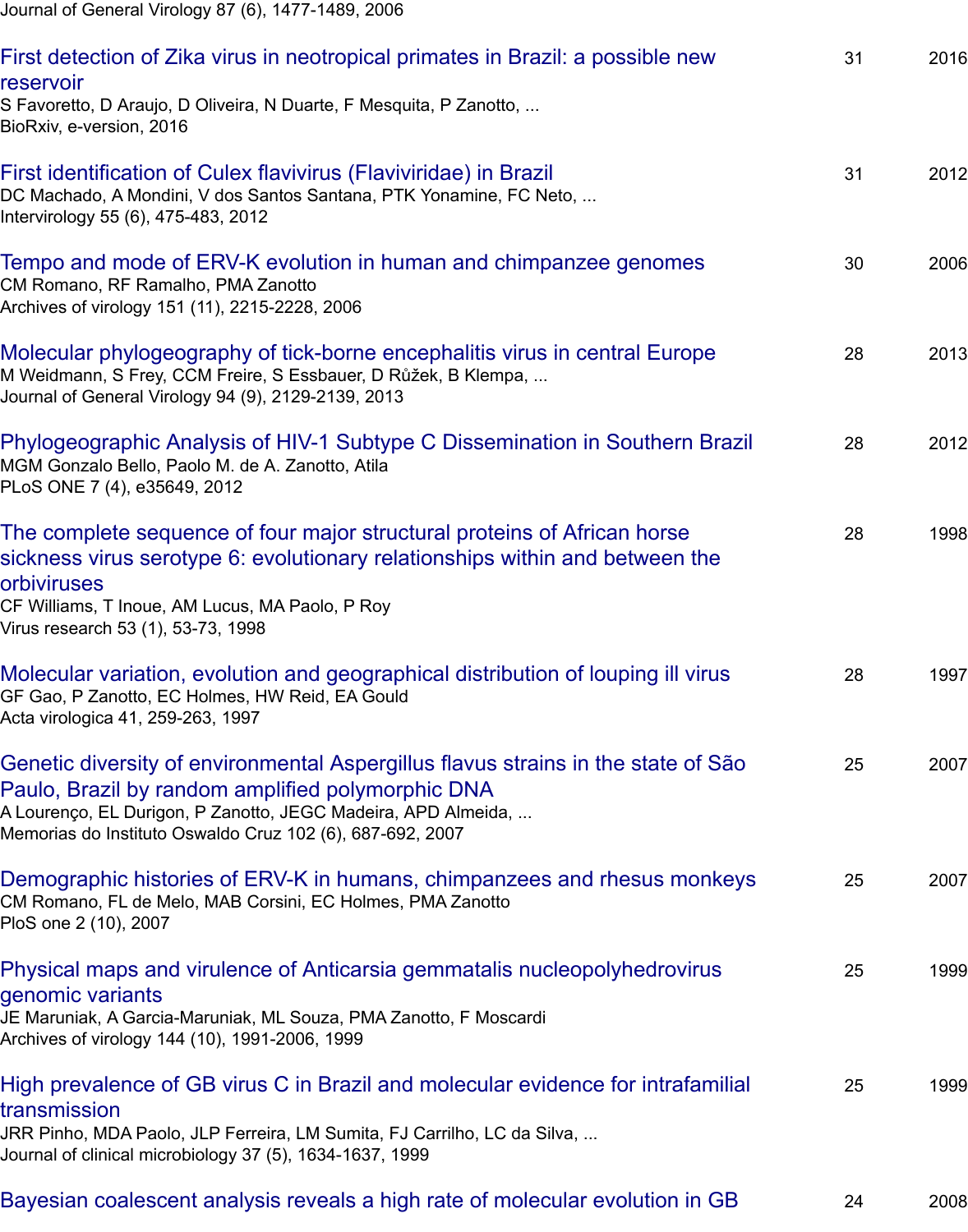Journal of General Virology 87 (6), 1477-1489, 2006

| Title | Cited by | Year |
|---|---|---|
| First detection of Zika virus in neotropical primates in Brazil: a possible new reservoir<br>S Favoretto, D Araujo, D Oliveira, N Duarte, F Mesquita, P Zanotto, ...<br>BioRxiv, e-version, 2016 | 31 | 2016 |
| First identification of Culex flavivirus (Flaviviridae) in Brazil<br>DC Machado, A Mondini, V dos Santos Santana, PTK Yonamine, FC Neto, ...<br>Intervirology 55 (6), 475-483, 2012 | 31 | 2012 |
| Tempo and mode of ERV-K evolution in human and chimpanzee genomes<br>CM Romano, RF Ramalho, PMA Zanotto<br>Archives of virology 151 (11), 2215-2228, 2006 | 30 | 2006 |
| Molecular phylogeography of tick-borne encephalitis virus in central Europe<br>M Weidmann, S Frey, CCM Freire, S Essbauer, D Růžek, B Klempa, ...<br>Journal of General Virology 94 (9), 2129-2139, 2013 | 28 | 2013 |
| Phylogeographic Analysis of HIV-1 Subtype C Dissemination in Southern Brazil<br>MGM Gonzalo Bello, Paolo M. de A. Zanotto, Atila<br>PLoS ONE 7 (4), e35649, 2012 | 28 | 2012 |
| The complete sequence of four major structural proteins of African horse sickness virus serotype 6: evolutionary relationships within and between the orbiviruses<br>CF Williams, T Inoue, AM Lucus, MA Paolo, P Roy<br>Virus research 53 (1), 53-73, 1998 | 28 | 1998 |
| Molecular variation, evolution and geographical distribution of louping ill virus<br>GF Gao, P Zanotto, EC Holmes, HW Reid, EA Gould<br>Acta virologica 41, 259-263, 1997 | 28 | 1997 |
| Genetic diversity of environmental Aspergillus flavus strains in the state of São Paulo, Brazil by random amplified polymorphic DNA<br>A Lourenço, EL Durigon, P Zanotto, JEGC Madeira, APD Almeida, ...<br>Memorias do Instituto Oswaldo Cruz 102 (6), 687-692, 2007 | 25 | 2007 |
| Demographic histories of ERV-K in humans, chimpanzees and rhesus monkeys<br>CM Romano, FL de Melo, MAB Corsini, EC Holmes, PMA Zanotto<br>PloS one 2 (10), 2007 | 25 | 2007 |
| Physical maps and virulence of Anticarsia gemmatalis nucleopolyhedrovirus genomic variants<br>JE Maruniak, A Garcia-Maruniak, ML Souza, PMA Zanotto, F Moscardi<br>Archives of virology 144 (10), 1991-2006, 1999 | 25 | 1999 |
| High prevalence of GB virus C in Brazil and molecular evidence for intrafamilial transmission<br>JRR Pinho, MDA Paolo, JLP Ferreira, LM Sumita, FJ Carrilho, LC da Silva, ...<br>Journal of clinical microbiology 37 (5), 1634-1637, 1999 | 25 | 1999 |
| Bayesian coalescent analysis reveals a high rate of molecular evolution in GB | 24 | 2008 |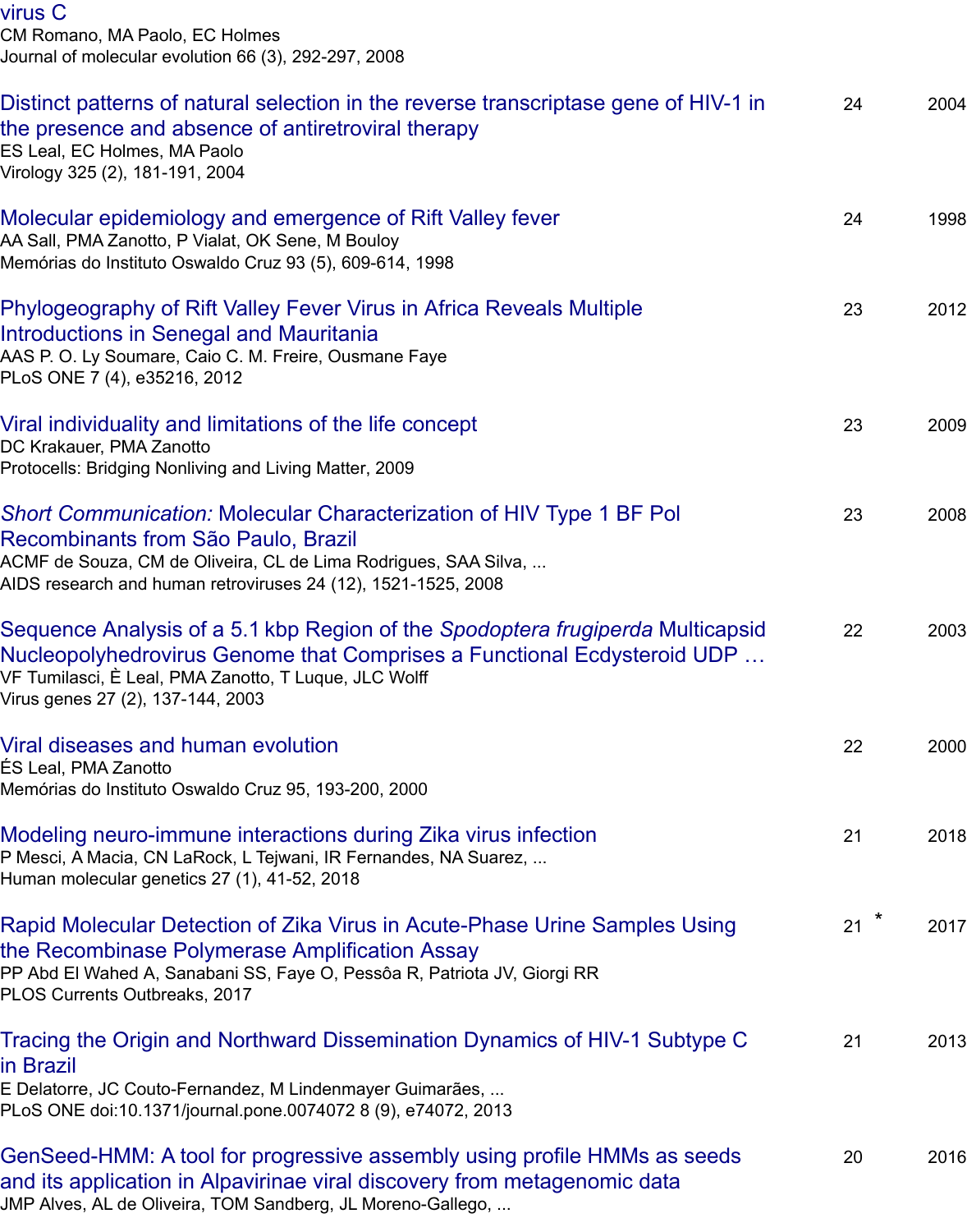virus C
CM Romano, MA Paolo, EC Holmes
Journal of molecular evolution 66 (3), 292-297, 2008

| Title | Cited by | Year |
|---|---|---|
| Distinct patterns of natural selection in the reverse transcriptase gene of HIV-1 in the presence and absence of antiretroviral therapy<br>ES Leal, EC Holmes, MA Paolo<br>Virology 325 (2), 181-191, 2004 | 24 | 2004 |
| Molecular epidemiology and emergence of Rift Valley fever<br>AA Sall, PMA Zanotto, P Vialat, OK Sene, M Bouloy<br>Memórias do Instituto Oswaldo Cruz 93 (5), 609-614, 1998 | 24 | 1998 |
| Phylogeography of Rift Valley Fever Virus in Africa Reveals Multiple Introductions in Senegal and Mauritania<br>AAS P. O. Ly Soumare, Caio C. M. Freire, Ousmane Faye<br>PLoS ONE 7 (4), e35216, 2012 | 23 | 2012 |
| Viral individuality and limitations of the life concept<br>DC Krakauer, PMA Zanotto<br>Protocells: Bridging Nonliving and Living Matter, 2009 | 23 | 2009 |
| *Short Communication:* Molecular Characterization of HIV Type 1 BF Pol Recombinants from São Paulo, Brazil<br>ACMF de Souza, CM de Oliveira, CL de Lima Rodrigues, SAA Silva, ...<br>AIDS research and human retroviruses 24 (12), 1521-1525, 2008 | 23 | 2008 |
| Sequence Analysis of a 5.1 kbp Region of the *Spodoptera frugiperda* Multicapsid Nucleopolyhedrovirus Genome that Comprises a Functional Ecdysteroid UDP …<br>VF Tumilasci, È Leal, PMA Zanotto, T Luque, JLC Wolff<br>Virus genes 27 (2), 137-144, 2003 | 22 | 2003 |
| Viral diseases and human evolution<br>ÉS Leal, PMA Zanotto<br>Memórias do Instituto Oswaldo Cruz 95, 193-200, 2000 | 22 | 2000 |
| Modeling neuro-immune interactions during Zika virus infection<br>P Mesci, A Macia, CN LaRock, L Tejwani, IR Fernandes, NA Suarez, ...<br>Human molecular genetics 27 (1), 41-52, 2018 | 21 | 2018 |
| Rapid Molecular Detection of Zika Virus in Acute-Phase Urine Samples Using the Recombinase Polymerase Amplification Assay<br>PP Abd El Wahed A, Sanabani SS, Faye O, Pessôa R, Patriota JV, Giorgi RR<br>PLOS Currents Outbreaks, 2017 | 21 * | 2017 |
| Tracing the Origin and Northward Dissemination Dynamics of HIV-1 Subtype C in Brazil<br>E Delatorre, JC Couto-Fernandez, M Lindenmayer Guimarães, ...<br>PLoS ONE doi:10.1371/journal.pone.0074072 8 (9), e74072, 2013 | 21 | 2013 |
| GenSeed-HMM: A tool for progressive assembly using profile HMMs as seeds and its application in Alpavirinae viral discovery from metagenomic data<br>JMP Alves, AL de Oliveira, TOM Sandberg, JL Moreno-Gallego, ... | 20 | 2016 |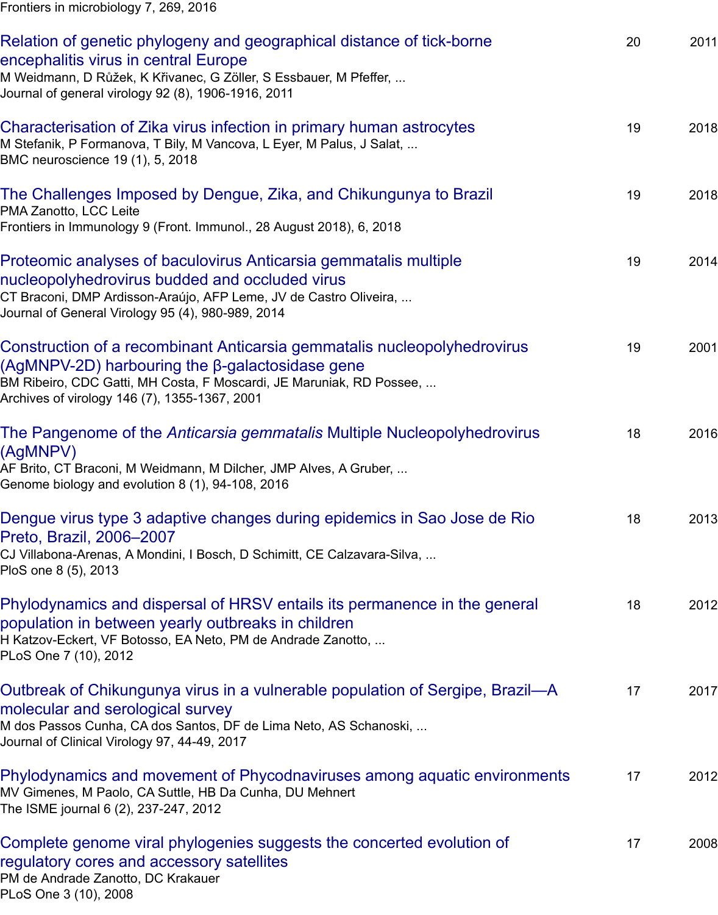Frontiers in microbiology 7, 269, 2016

| | | |
|---|---|---|
| Relation of genetic phylogeny and geographical distance of tick-borne encephalitis virus in central Europe<br>M Weidmann, D Růžek, K Křivanec, G Zöller, S Essbauer, M Pfeffer, ...<br>Journal of general virology 92 (8), 1906-1916, 2011 | 20 | 2011 |
| Characterisation of Zika virus infection in primary human astrocytes<br>M Stefanik, P Formanova, T Bily, M Vancova, L Eyer, M Palus, J Salat, ...<br>BMC neuroscience 19 (1), 5, 2018 | 19 | 2018 |
| The Challenges Imposed by Dengue, Zika, and Chikungunya to Brazil<br>PMA Zanotto, LCC Leite<br>Frontiers in Immunology 9 (Front. Immunol., 28 August 2018), 6, 2018 | 19 | 2018 |
| Proteomic analyses of baculovirus Anticarsia gemmatalis multiple nucleopolyhedrovirus budded and occluded virus<br>CT Braconi, DMP Ardisson-Araújo, AFP Leme, JV de Castro Oliveira, ...<br>Journal of General Virology 95 (4), 980-989, 2014 | 19 | 2014 |
| Construction of a recombinant Anticarsia gemmatalis nucleopolyhedrovirus (AgMNPV-2D) harbouring the β-galactosidase gene<br>BM Ribeiro, CDC Gatti, MH Costa, F Moscardi, JE Maruniak, RD Possee, ...<br>Archives of virology 146 (7), 1355-1367, 2001 | 19 | 2001 |
| The Pangenome of the *Anticarsia gemmatalis* Multiple Nucleopolyhedrovirus (AgMNPV)<br>AF Brito, CT Braconi, M Weidmann, M Dilcher, JMP Alves, A Gruber, ...<br>Genome biology and evolution 8 (1), 94-108, 2016 | 18 | 2016 |
| Dengue virus type 3 adaptive changes during epidemics in Sao Jose de Rio Preto, Brazil, 2006–2007<br>CJ Villabona-Arenas, A Mondini, I Bosch, D Schimitt, CE Calzavara-Silva, ...<br>PloS one 8 (5), 2013 | 18 | 2013 |
| Phylodynamics and dispersal of HRSV entails its permanence in the general population in between yearly outbreaks in children<br>H Katzov-Eckert, VF Botosso, EA Neto, PM de Andrade Zanotto, ...<br>PLoS One 7 (10), 2012 | 18 | 2012 |
| Outbreak of Chikungunya virus in a vulnerable population of Sergipe, Brazil—A molecular and serological survey<br>M dos Passos Cunha, CA dos Santos, DF de Lima Neto, AS Schanoski, ...<br>Journal of Clinical Virology 97, 44-49, 2017 | 17 | 2017 |
| Phylodynamics and movement of Phycodnaviruses among aquatic environments<br>MV Gimenes, M Paolo, CA Suttle, HB Da Cunha, DU Mehnert<br>The ISME journal 6 (2), 237-247, 2012 | 17 | 2012 |
| Complete genome viral phylogenies suggests the concerted evolution of regulatory cores and accessory satellites<br>PM de Andrade Zanotto, DC Krakauer<br>PLoS One 3 (10), 2008 | 17 | 2008 |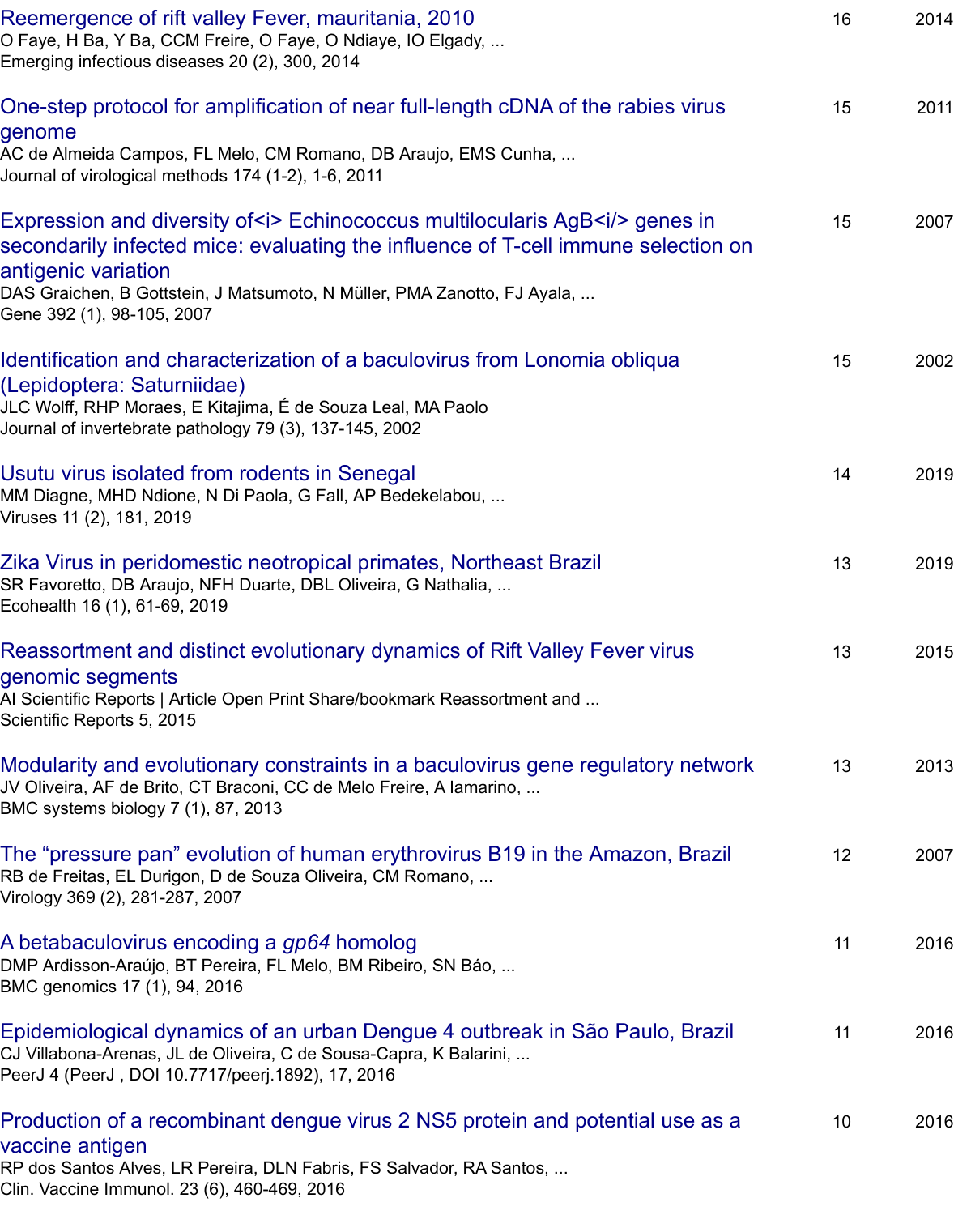| Title | Cited by | Year |
|---|---|---|
| Reemergence of rift valley Fever, mauritania, 2010<br>O Faye, H Ba, Y Ba, CCM Freire, O Faye, O Ndiaye, IO Elgady, ...<br>Emerging infectious diseases 20 (2), 300, 2014 | 16 | 2014 |
| One-step protocol for amplification of near full-length cDNA of the rabies virus genome<br>AC de Almeida Campos, FL Melo, CM Romano, DB Araujo, EMS Cunha, ...<br>Journal of virological methods 174 (1-2), 1-6, 2011 | 15 | 2011 |
| Expression and diversity of<i> Echinococcus multilocularis AgB<i/> genes in secondarily infected mice: evaluating the influence of T-cell immune selection on antigenic variation<br>DAS Graichen, B Gottstein, J Matsumoto, N Müller, PMA Zanotto, FJ Ayala, ...<br>Gene 392 (1), 98-105, 2007 | 15 | 2007 |
| Identification and characterization of a baculovirus from Lonomia obliqua (Lepidoptera: Saturniidae)<br>JLC Wolff, RHP Moraes, E Kitajima, É de Souza Leal, MA Paolo<br>Journal of invertebrate pathology 79 (3), 137-145, 2002 | 15 | 2002 |
| Usutu virus isolated from rodents in Senegal<br>MM Diagne, MHD Ndione, N Di Paola, G Fall, AP Bedekelabou, ...<br>Viruses 11 (2), 181, 2019 | 14 | 2019 |
| Zika Virus in peridomestic neotropical primates, Northeast Brazil<br>SR Favoretto, DB Araujo, NFH Duarte, DBL Oliveira, G Nathalia, ...<br>Ecohealth 16 (1), 61-69, 2019 | 13 | 2019 |
| Reassortment and distinct evolutionary dynamics of Rift Valley Fever virus genomic segments<br>AI Scientific Reports \| Article Open Print Share/bookmark Reassortment and ...<br>Scientific Reports 5, 2015 | 13 | 2015 |
| Modularity and evolutionary constraints in a baculovirus gene regulatory network<br>JV Oliveira, AF de Brito, CT Braconi, CC de Melo Freire, A Iamarino, ...<br>BMC systems biology 7 (1), 87, 2013 | 13 | 2013 |
| The "pressure pan" evolution of human erythrovirus B19 in the Amazon, Brazil<br>RB de Freitas, EL Durigon, D de Souza Oliveira, CM Romano, ...<br>Virology 369 (2), 281-287, 2007 | 12 | 2007 |
| A betabaculovirus encoding a *gp64* homolog<br>DMP Ardisson-Araújo, BT Pereira, FL Melo, BM Ribeiro, SN Báo, ...<br>BMC genomics 17 (1), 94, 2016 | 11 | 2016 |
| Epidemiological dynamics of an urban Dengue 4 outbreak in São Paulo, Brazil<br>CJ Villabona-Arenas, JL de Oliveira, C de Sousa-Capra, K Balarini, ...<br>PeerJ 4 (PeerJ , DOI 10.7717/peerj.1892), 17, 2016 | 11 | 2016 |
| Production of a recombinant dengue virus 2 NS5 protein and potential use as a vaccine antigen<br>RP dos Santos Alves, LR Pereira, DLN Fabris, FS Salvador, RA Santos, ...<br>Clin. Vaccine Immunol. 23 (6), 460-469, 2016 | 10 | 2016 |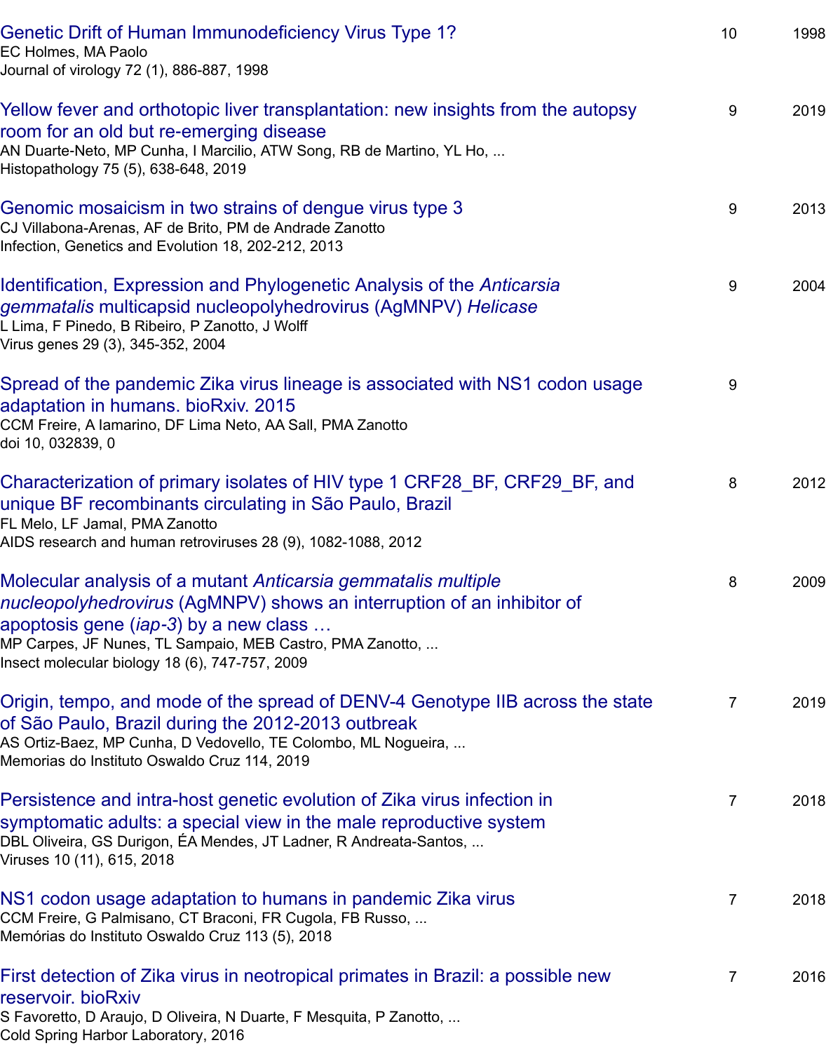Genetic Drift of Human Immunodeficiency Virus Type 1?
EC Holmes, MA Paolo
Journal of virology 72 (1), 886-887, 1998 | 10 | 1998

Yellow fever and orthotopic liver transplantation: new insights from the autopsy room for an old but re-emerging disease
AN Duarte-Neto, MP Cunha, I Marcilio, ATW Song, RB de Martino, YL Ho, ...
Histopathology 75 (5), 638-648, 2019 | 9 | 2019

Genomic mosaicism in two strains of dengue virus type 3
CJ Villabona-Arenas, AF de Brito, PM de Andrade Zanotto
Infection, Genetics and Evolution 18, 202-212, 2013 | 9 | 2013

Identification, Expression and Phylogenetic Analysis of the *Anticarsia gemmatalis* multicapsid nucleopolyhedrovirus (AgMNPV) *Helicase*
L Lima, F Pinedo, B Ribeiro, P Zanotto, J Wolff
Virus genes 29 (3), 345-352, 2004 | 9 | 2004

Spread of the pandemic Zika virus lineage is associated with NS1 codon usage adaptation in humans. bioRxiv. 2015
CCM Freire, A Iamarino, DF Lima Neto, AA Sall, PMA Zanotto
doi 10, 032839, 0 | 9 |

Characterization of primary isolates of HIV type 1 CRF28_BF, CRF29_BF, and unique BF recombinants circulating in São Paulo, Brazil
FL Melo, LF Jamal, PMA Zanotto
AIDS research and human retroviruses 28 (9), 1082-1088, 2012 | 8 | 2012

Molecular analysis of a mutant *Anticarsia gemmatalis multiple nucleopolyhedrovirus* (AgMNPV) shows an interruption of an inhibitor of apoptosis gene (*iap-3*) by a new class …
MP Carpes, JF Nunes, TL Sampaio, MEB Castro, PMA Zanotto, ...
Insect molecular biology 18 (6), 747-757, 2009 | 8 | 2009

Origin, tempo, and mode of the spread of DENV-4 Genotype IIB across the state of São Paulo, Brazil during the 2012-2013 outbreak
AS Ortiz-Baez, MP Cunha, D Vedovello, TE Colombo, ML Nogueira, ...
Memorias do Instituto Oswaldo Cruz 114, 2019 | 7 | 2019

Persistence and intra-host genetic evolution of Zika virus infection in symptomatic adults: a special view in the male reproductive system
DBL Oliveira, GS Durigon, ÉA Mendes, JT Ladner, R Andreata-Santos, ...
Viruses 10 (11), 615, 2018 | 7 | 2018

NS1 codon usage adaptation to humans in pandemic Zika virus
CCM Freire, G Palmisano, CT Braconi, FR Cugola, FB Russo, ...
Memórias do Instituto Oswaldo Cruz 113 (5), 2018 | 7 | 2018

First detection of Zika virus in neotropical primates in Brazil: a possible new reservoir. bioRxiv
S Favoretto, D Araujo, D Oliveira, N Duarte, F Mesquita, P Zanotto, ...
Cold Spring Harbor Laboratory, 2016 | 7 | 2016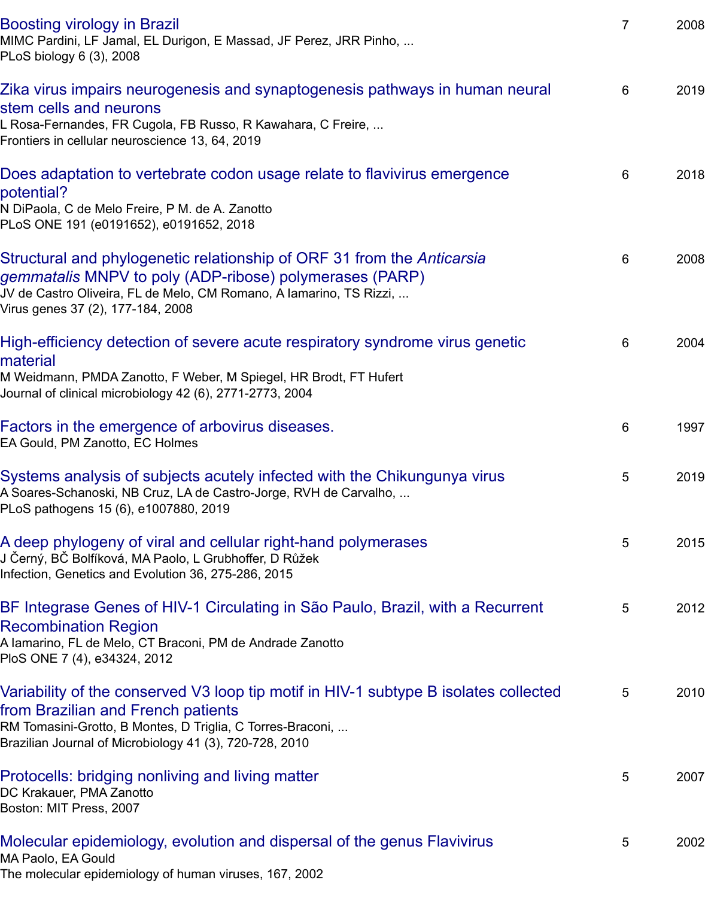| | | |
|---|---|---|
| Boosting virology in Brazil<br>MIMC Pardini, LF Jamal, EL Durigon, E Massad, JF Perez, JRR Pinho, ...<br>PLoS biology 6 (3), 2008 | 7 | 2008 |
| Zika virus impairs neurogenesis and synaptogenesis pathways in human neural stem cells and neurons<br>L Rosa-Fernandes, FR Cugola, FB Russo, R Kawahara, C Freire, ...<br>Frontiers in cellular neuroscience 13, 64, 2019 | 6 | 2019 |
| Does adaptation to vertebrate codon usage relate to flavivirus emergence potential?<br>N DiPaola, C de Melo Freire, P M. de A. Zanotto<br>PLoS ONE 191 (e0191652), e0191652, 2018 | 6 | 2018 |
| Structural and phylogenetic relationship of ORF 31 from the *Anticarsia gemmatalis* MNPV to poly (ADP-ribose) polymerases (PARP)<br>JV de Castro Oliveira, FL de Melo, CM Romano, A Iamarino, TS Rizzi, ...<br>Virus genes 37 (2), 177-184, 2008 | 6 | 2008 |
| High-efficiency detection of severe acute respiratory syndrome virus genetic material<br>M Weidmann, PMDA Zanotto, F Weber, M Spiegel, HR Brodt, FT Hufert<br>Journal of clinical microbiology 42 (6), 2771-2773, 2004 | 6 | 2004 |
| Factors in the emergence of arbovirus diseases.<br>EA Gould, PM Zanotto, EC Holmes | 6 | 1997 |
| Systems analysis of subjects acutely infected with the Chikungunya virus<br>A Soares-Schanoski, NB Cruz, LA de Castro-Jorge, RVH de Carvalho, ...<br>PLoS pathogens 15 (6), e1007880, 2019 | 5 | 2019 |
| A deep phylogeny of viral and cellular right-hand polymerases<br>J Černý, BČ Bolfíková, MA Paolo, L Grubhoffer, D Růžek<br>Infection, Genetics and Evolution 36, 275-286, 2015 | 5 | 2015 |
| BF Integrase Genes of HIV-1 Circulating in São Paulo, Brazil, with a Recurrent Recombination Region<br>A Iamarino, FL de Melo, CT Braconi, PM de Andrade Zanotto<br>PloS ONE 7 (4), e34324, 2012 | 5 | 2012 |
| Variability of the conserved V3 loop tip motif in HIV-1 subtype B isolates collected from Brazilian and French patients<br>RM Tomasini-Grotto, B Montes, D Triglia, C Torres-Braconi, ...<br>Brazilian Journal of Microbiology 41 (3), 720-728, 2010 | 5 | 2010 |
| Protocells: bridging nonliving and living matter<br>DC Krakauer, PMA Zanotto<br>Boston: MIT Press, 2007 | 5 | 2007 |
| Molecular epidemiology, evolution and dispersal of the genus Flavivirus<br>MA Paolo, EA Gould<br>The molecular epidemiology of human viruses, 167, 2002 | 5 | 2002 |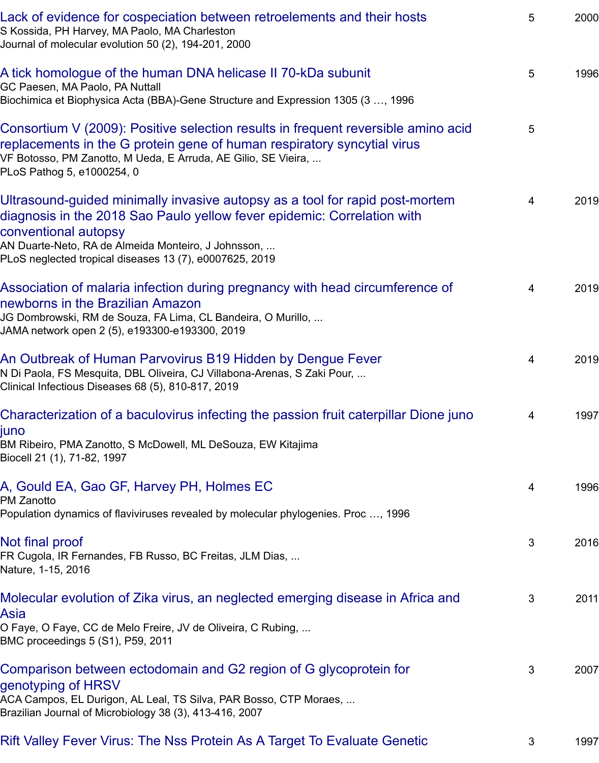| Title | Cited by | Year |
|---|---|---|
| Lack of evidence for cospeciation between retroelements and their hosts<br>S Kossida, PH Harvey, MA Paolo, MA Charleston<br>Journal of molecular evolution 50 (2), 194-201, 2000 | 5 | 2000 |
| A tick homologue of the human DNA helicase II 70-kDa subunit<br>GC Paesen, MA Paolo, PA Nuttall<br>Biochimica et Biophysica Acta (BBA)-Gene Structure and Expression 1305 (3 …, 1996 | 5 | 1996 |
| Consortium V (2009): Positive selection results in frequent reversible amino acid replacements in the G protein gene of human respiratory syncytial virus<br>VF Botosso, PM Zanotto, M Ueda, E Arruda, AE Gilio, SE Vieira, ...<br>PLoS Pathog 5, e1000254, 0 | 5 | |
| Ultrasound-guided minimally invasive autopsy as a tool for rapid post-mortem diagnosis in the 2018 Sao Paulo yellow fever epidemic: Correlation with conventional autopsy<br>AN Duarte-Neto, RA de Almeida Monteiro, J Johnsson, ...<br>PLoS neglected tropical diseases 13 (7), e0007625, 2019 | 4 | 2019 |
| Association of malaria infection during pregnancy with head circumference of newborns in the Brazilian Amazon<br>JG Dombrowski, RM de Souza, FA Lima, CL Bandeira, O Murillo, ...<br>JAMA network open 2 (5), e193300-e193300, 2019 | 4 | 2019 |
| An Outbreak of Human Parvovirus B19 Hidden by Dengue Fever<br>N Di Paola, FS Mesquita, DBL Oliveira, CJ Villabona-Arenas, S Zaki Pour, ...<br>Clinical Infectious Diseases 68 (5), 810-817, 2019 | 4 | 2019 |
| Characterization of a baculovirus infecting the passion fruit caterpillar Dione juno juno<br>BM Ribeiro, PMA Zanotto, S McDowell, ML DeSouza, EW Kitajima<br>Biocell 21 (1), 71-82, 1997 | 4 | 1997 |
| A, Gould EA, Gao GF, Harvey PH, Holmes EC<br>PM Zanotto<br>Population dynamics of flaviviruses revealed by molecular phylogenies. Proc …, 1996 | 4 | 1996 |
| Not final proof<br>FR Cugola, IR Fernandes, FB Russo, BC Freitas, JLM Dias, ...<br>Nature, 1-15, 2016 | 3 | 2016 |
| Molecular evolution of Zika virus, an neglected emerging disease in Africa and Asia<br>O Faye, O Faye, CC de Melo Freire, JV de Oliveira, C Rubing, ...<br>BMC proceedings 5 (S1), P59, 2011 | 3 | 2011 |
| Comparison between ectodomain and G2 region of G glycoprotein for genotyping of HRSV<br>ACA Campos, EL Durigon, AL Leal, TS Silva, PAR Bosso, CTP Moraes, ...<br>Brazilian Journal of Microbiology 38 (3), 413-416, 2007 | 3 | 2007 |
| Rift Valley Fever Virus: The Nss Protein As A Target To Evaluate Genetic | 3 | 1997 |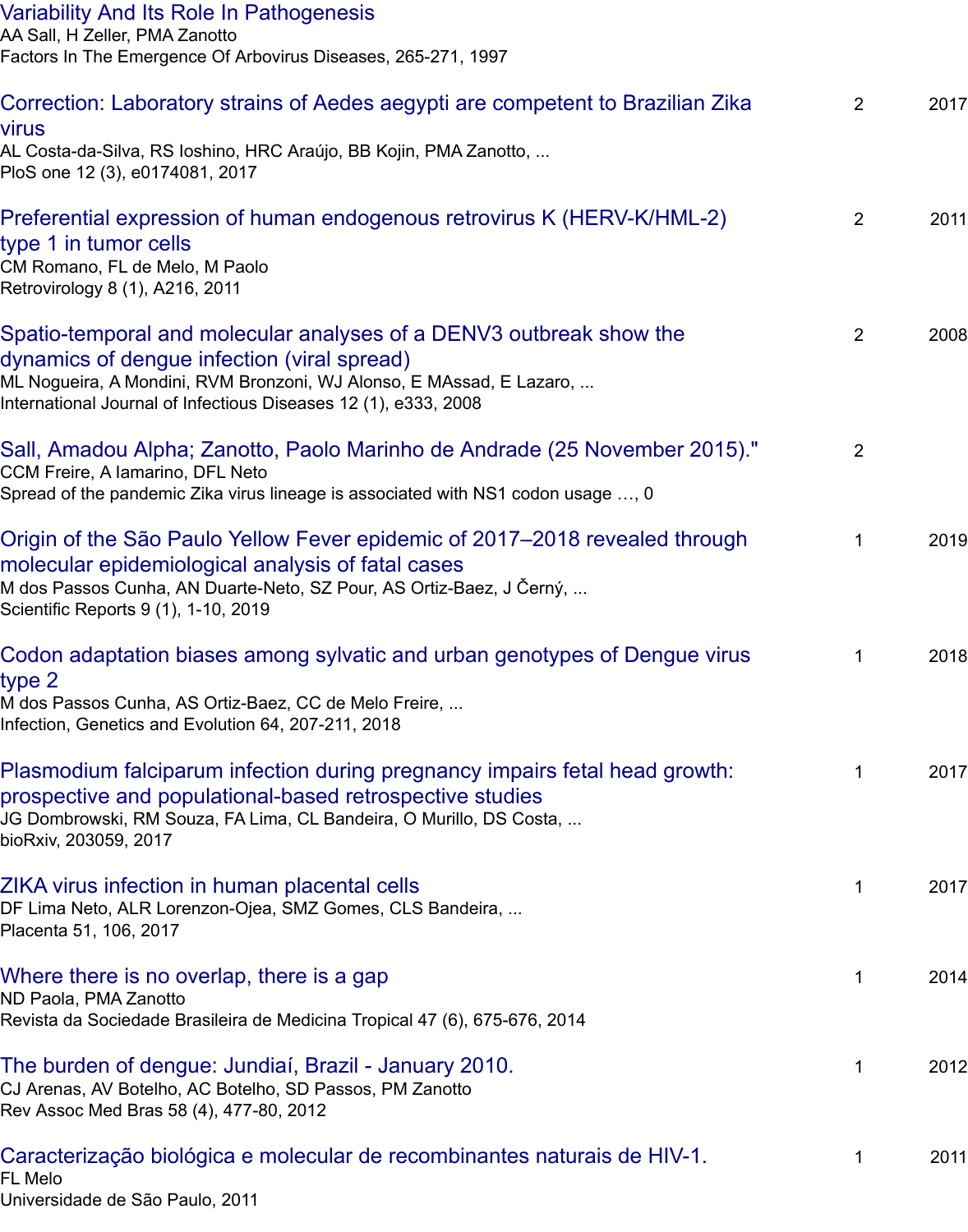Variability And Its Role In Pathogenesis
AA Sall, H Zeller, PMA Zanotto
Factors In The Emergence Of Arbovirus Diseases, 265-271, 1997

Correction: Laboratory strains of Aedes aegypti are competent to Brazilian Zika virus | 2 | 2017
AL Costa-da-Silva, RS Ioshino, HRC Araújo, BB Kojin, PMA Zanotto, ...
PloS one 12 (3), e0174081, 2017

Preferential expression of human endogenous retrovirus K (HERV-K/HML-2) type 1 in tumor cells | 2 | 2011
CM Romano, FL de Melo, M Paolo
Retrovirology 8 (1), A216, 2011

Spatio-temporal and molecular analyses of a DENV3 outbreak show the dynamics of dengue infection (viral spread) | 2 | 2008
ML Nogueira, A Mondini, RVM Bronzoni, WJ Alonso, E MAssad, E Lazaro, ...
International Journal of Infectious Diseases 12 (1), e333, 2008

Sall, Amadou Alpha; Zanotto, Paolo Marinho de Andrade (25 November 2015)." | 2
CCM Freire, A Iamarino, DFL Neto
Spread of the pandemic Zika virus lineage is associated with NS1 codon usage …, 0

Origin of the São Paulo Yellow Fever epidemic of 2017–2018 revealed through molecular epidemiological analysis of fatal cases | 1 | 2019
M dos Passos Cunha, AN Duarte-Neto, SZ Pour, AS Ortiz-Baez, J Černý, ...
Scientific Reports 9 (1), 1-10, 2019

Codon adaptation biases among sylvatic and urban genotypes of Dengue virus type 2 | 1 | 2018
M dos Passos Cunha, AS Ortiz-Baez, CC de Melo Freire, ...
Infection, Genetics and Evolution 64, 207-211, 2018

Plasmodium falciparum infection during pregnancy impairs fetal head growth: prospective and populational-based retrospective studies | 1 | 2017
JG Dombrowski, RM Souza, FA Lima, CL Bandeira, O Murillo, DS Costa, ...
bioRxiv, 203059, 2017

ZIKA virus infection in human placental cells | 1 | 2017
DF Lima Neto, ALR Lorenzon-Ojea, SMZ Gomes, CLS Bandeira, ...
Placenta 51, 106, 2017

Where there is no overlap, there is a gap | 1 | 2014
ND Paola, PMA Zanotto
Revista da Sociedade Brasileira de Medicina Tropical 47 (6), 675-676, 2014

The burden of dengue: Jundiaí, Brazil - January 2010. | 1 | 2012
CJ Arenas, AV Botelho, AC Botelho, SD Passos, PM Zanotto
Rev Assoc Med Bras 58 (4), 477-80, 2012

Caracterização biológica e molecular de recombinantes naturais de HIV-1. | 1 | 2011
FL Melo
Universidade de São Paulo, 2011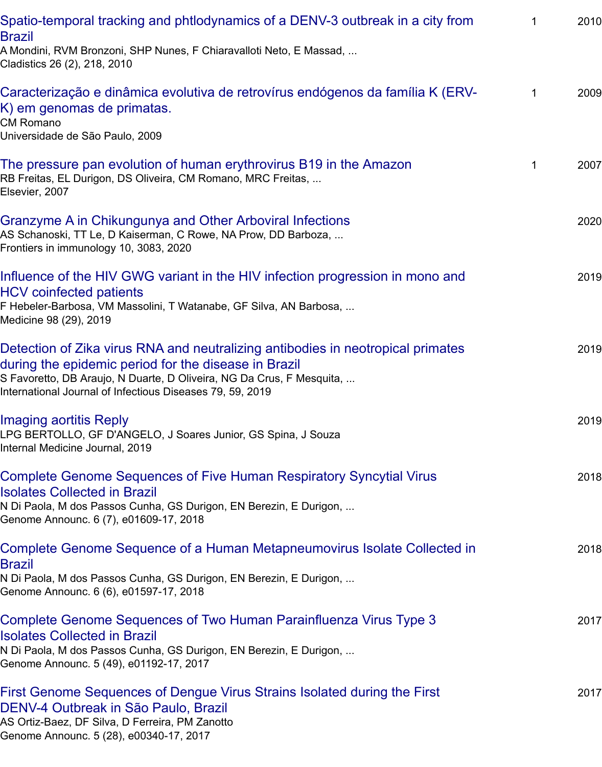| Title | Cited by | Year |
|---|---|---|
| Spatio-temporal tracking and phtlodynamics of a DENV-3 outbreak in a city from Brazil<br>A Mondini, RVM Bronzoni, SHP Nunes, F Chiaravalloti Neto, E Massad, ...<br>Cladistics 26 (2), 218, 2010 | 1 | 2010 |
| Caracterização e dinâmica evolutiva de retrovírus endógenos da família K (ERV-K) em genomas de primatas.<br>CM Romano<br>Universidade de São Paulo, 2009 | 1 | 2009 |
| The pressure pan evolution of human erythrovirus B19 in the Amazon<br>RB Freitas, EL Durigon, DS Oliveira, CM Romano, MRC Freitas, ...<br>Elsevier, 2007 | 1 | 2007 |
| Granzyme A in Chikungunya and Other Arboviral Infections<br>AS Schanoski, TT Le, D Kaiserman, C Rowe, NA Prow, DD Barboza, ...<br>Frontiers in immunology 10, 3083, 2020 | | 2020 |
| Influence of the HIV GWG variant in the HIV infection progression in mono and HCV coinfected patients<br>F Hebeler-Barbosa, VM Massolini, T Watanabe, GF Silva, AN Barbosa, ...<br>Medicine 98 (29), 2019 | | 2019 |
| Detection of Zika virus RNA and neutralizing antibodies in neotropical primates during the epidemic period for the disease in Brazil<br>S Favoretto, DB Araujo, N Duarte, D Oliveira, NG Da Crus, F Mesquita, ...<br>International Journal of Infectious Diseases 79, 59, 2019 | | 2019 |
| Imaging aortitis Reply<br>LPG BERTOLLO, GF D'ANGELO, J Soares Junior, GS Spina, J Souza<br>Internal Medicine Journal, 2019 | | 2019 |
| Complete Genome Sequences of Five Human Respiratory Syncytial Virus Isolates Collected in Brazil<br>N Di Paola, M dos Passos Cunha, GS Durigon, EN Berezin, E Durigon, ...<br>Genome Announc. 6 (7), e01609-17, 2018 | | 2018 |
| Complete Genome Sequence of a Human Metapneumovirus Isolate Collected in Brazil<br>N Di Paola, M dos Passos Cunha, GS Durigon, EN Berezin, E Durigon, ...<br>Genome Announc. 6 (6), e01597-17, 2018 | | 2018 |
| Complete Genome Sequences of Two Human Parainfluenza Virus Type 3 Isolates Collected in Brazil<br>N Di Paola, M dos Passos Cunha, GS Durigon, EN Berezin, E Durigon, ...<br>Genome Announc. 5 (49), e01192-17, 2017 | | 2017 |
| First Genome Sequences of Dengue Virus Strains Isolated during the First DENV-4 Outbreak in São Paulo, Brazil<br>AS Ortiz-Baez, DF Silva, D Ferreira, PM Zanotto<br>Genome Announc. 5 (28), e00340-17, 2017 | | 2017 |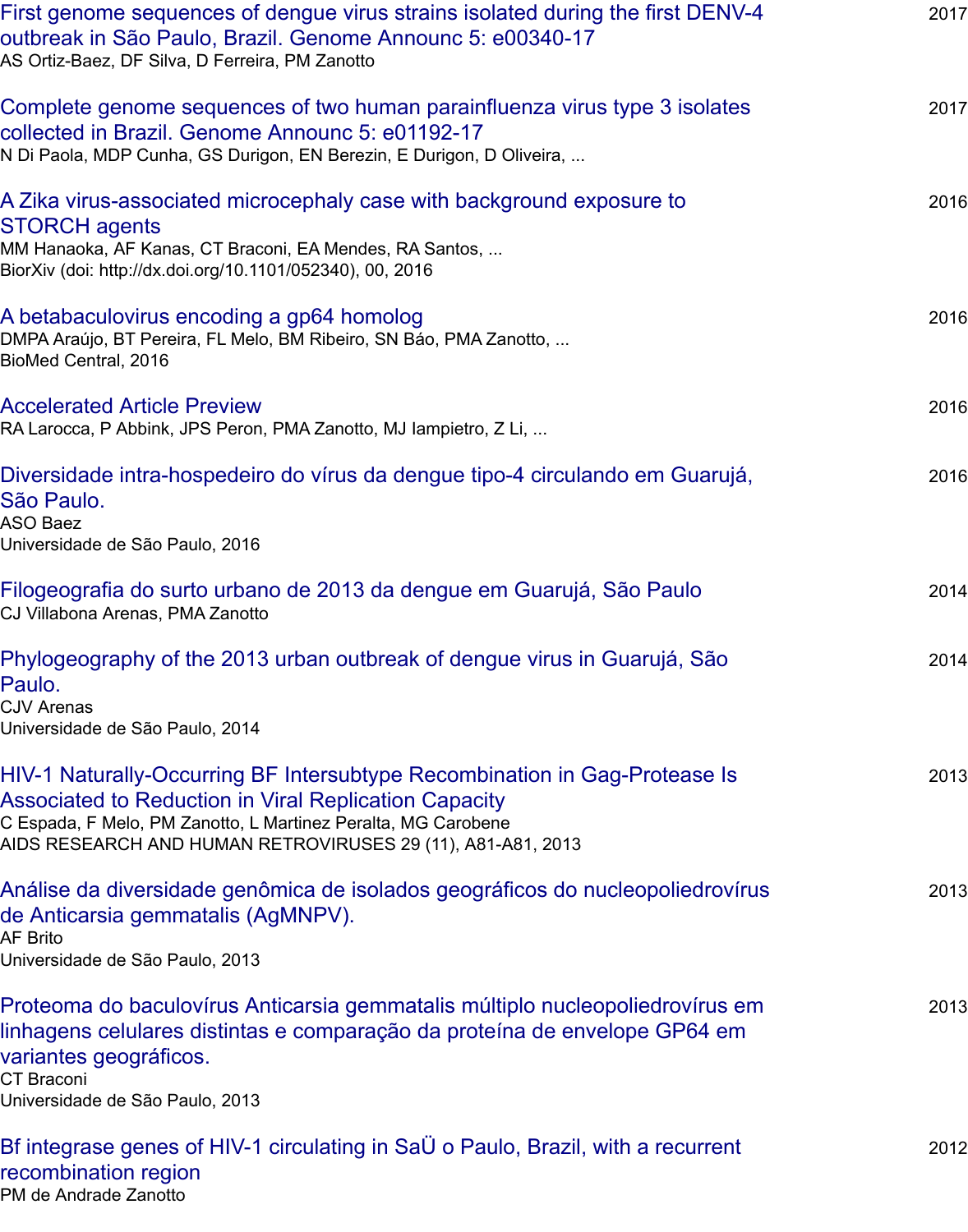First genome sequences of dengue virus strains isolated during the first DENV-4 outbreak in São Paulo, Brazil. Genome Announc 5: e00340-17
AS Ortiz-Baez, DF Silva, D Ferreira, PM Zanotto
2017

Complete genome sequences of two human parainfluenza virus type 3 isolates collected in Brazil. Genome Announc 5: e01192-17
N Di Paola, MDP Cunha, GS Durigon, EN Berezin, E Durigon, D Oliveira, ...
2017

A Zika virus-associated microcephaly case with background exposure to STORCH agents
MM Hanaoka, AF Kanas, CT Braconi, EA Mendes, RA Santos, ...
BiorXiv (doi: http://dx.doi.org/10.1101/052340), 00, 2016
2016

A betabaculovirus encoding a gp64 homolog
DMPA Araújo, BT Pereira, FL Melo, BM Ribeiro, SN Báo, PMA Zanotto, ...
BioMed Central, 2016
2016

Accelerated Article Preview
RA Larocca, P Abbink, JPS Peron, PMA Zanotto, MJ Iampietro, Z Li, ...
2016

Diversidade intra-hospedeiro do vírus da dengue tipo-4 circulando em Guarujá, São Paulo.
ASO Baez
Universidade de São Paulo, 2016
2016

Filogeografia do surto urbano de 2013 da dengue em Guarujá, São Paulo
CJ Villabona Arenas, PMA Zanotto
2014

Phylogeography of the 2013 urban outbreak of dengue virus in Guarujá, São Paulo.
CJV Arenas
Universidade de São Paulo, 2014
2014

HIV-1 Naturally-Occurring BF Intersubtype Recombination in Gag-Protease Is Associated to Reduction in Viral Replication Capacity
C Espada, F Melo, PM Zanotto, L Martinez Peralta, MG Carobene
AIDS RESEARCH AND HUMAN RETROVIRUSES 29 (11), A81-A81, 2013
2013

Análise da diversidade genômica de isolados geográficos do nucleopoliedrovírus de Anticarsia gemmatalis (AgMNPV).
AF Brito
Universidade de São Paulo, 2013
2013

Proteoma do baculovírus Anticarsia gemmatalis múltiplo nucleopoliedrovírus em linhagens celulares distintas e comparação da proteína de envelope GP64 em variantes geográficos.
CT Braconi
Universidade de São Paulo, 2013
2013

Bf integrase genes of HIV-1 circulating in SaÜ o Paulo, Brazil, with a recurrent recombination region
PM de Andrade Zanotto
2012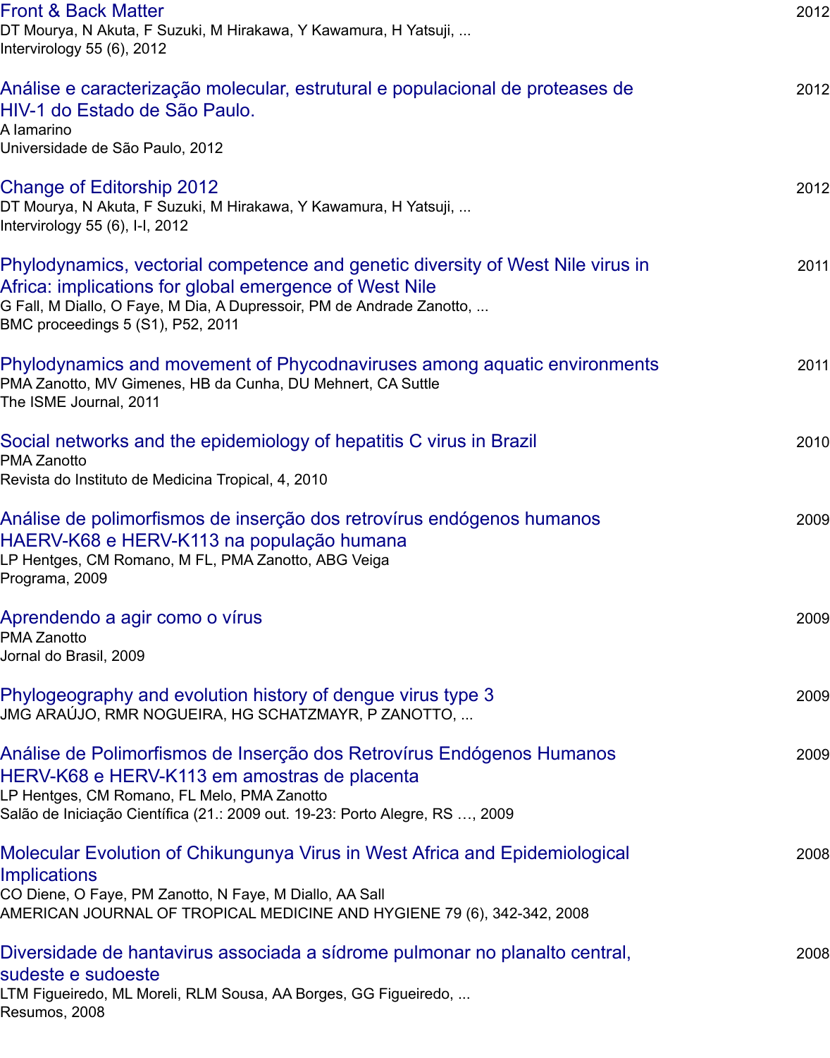Front & Back Matter — 2012
DT Mourya, N Akuta, F Suzuki, M Hirakawa, Y Kawamura, H Yatsuji, ...
Intervirology 55 (6), 2012

Análise e caracterização molecular, estrutural e populacional de proteases de HIV-1 do Estado de São Paulo. — 2012
A Iamarino
Universidade de São Paulo, 2012

Change of Editorship 2012 — 2012
DT Mourya, N Akuta, F Suzuki, M Hirakawa, Y Kawamura, H Yatsuji, ...
Intervirology 55 (6), I-I, 2012

Phylodynamics, vectorial competence and genetic diversity of West Nile virus in Africa: implications for global emergence of West Nile — 2011
G Fall, M Diallo, O Faye, M Dia, A Dupressoir, PM de Andrade Zanotto, ...
BMC proceedings 5 (S1), P52, 2011

Phylodynamics and movement of Phycodnaviruses among aquatic environments — 2011
PMA Zanotto, MV Gimenes, HB da Cunha, DU Mehnert, CA Suttle
The ISME Journal, 2011

Social networks and the epidemiology of hepatitis C virus in Brazil — 2010
PMA Zanotto
Revista do Instituto de Medicina Tropical, 4, 2010

Análise de polimorfismos de inserção dos retrovírus endógenos humanos HAERV-K68 e HERV-K113 na população humana — 2009
LP Hentges, CM Romano, M FL, PMA Zanotto, ABG Veiga
Programa, 2009

Aprendendo a agir como o vírus — 2009
PMA Zanotto
Jornal do Brasil, 2009

Phylogeography and evolution history of dengue virus type 3 — 2009
JMG ARAÚJO, RMR NOGUEIRA, HG SCHATZMAYR, P ZANOTTO, ...

Análise de Polimorfismos de Inserção dos Retrovírus Endógenos Humanos HERV-K68 e HERV-K113 em amostras de placenta — 2009
LP Hentges, CM Romano, FL Melo, PMA Zanotto
Salão de Iniciação Científica (21.: 2009 out. 19-23: Porto Alegre, RS …, 2009

Molecular Evolution of Chikungunya Virus in West Africa and Epidemiological Implications — 2008
CO Diene, O Faye, PM Zanotto, N Faye, M Diallo, AA Sall
AMERICAN JOURNAL OF TROPICAL MEDICINE AND HYGIENE 79 (6), 342-342, 2008

Diversidade de hantavirus associada a sídrome pulmonar no planalto central, sudeste e sudoeste — 2008
LTM Figueiredo, ML Moreli, RLM Sousa, AA Borges, GG Figueiredo, ...
Resumos, 2008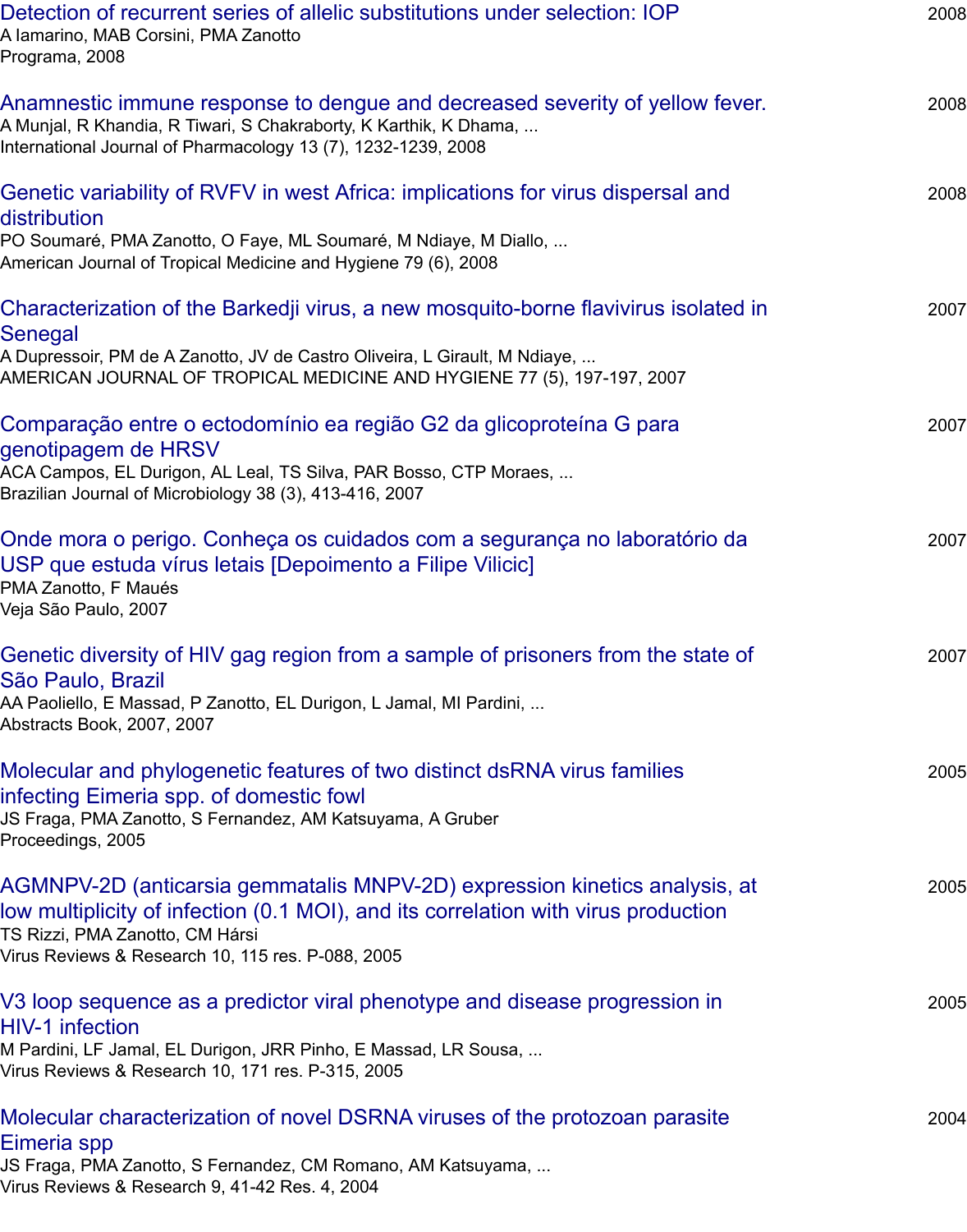Detection of recurrent series of allelic substitutions under selection: IOP
A Iamarino, MAB Corsini, PMA Zanotto
Programa, 2008
2008

Anamnestic immune response to dengue and decreased severity of yellow fever.
A Munjal, R Khandia, R Tiwari, S Chakraborty, K Karthik, K Dhama, ...
International Journal of Pharmacology 13 (7), 1232-1239, 2008
2008

Genetic variability of RVFV in west Africa: implications for virus dispersal and distribution
PO Soumaré, PMA Zanotto, O Faye, ML Soumaré, M Ndiaye, M Diallo, ...
American Journal of Tropical Medicine and Hygiene 79 (6), 2008
2008

Characterization of the Barkedji virus, a new mosquito-borne flavivirus isolated in Senegal
A Dupressoir, PM de A Zanotto, JV de Castro Oliveira, L Girault, M Ndiaye, ...
AMERICAN JOURNAL OF TROPICAL MEDICINE AND HYGIENE 77 (5), 197-197, 2007
2007

Comparação entre o ectodomínio ea região G2 da glicoproteína G para genotipagem de HRSV
ACA Campos, EL Durigon, AL Leal, TS Silva, PAR Bosso, CTP Moraes, ...
Brazilian Journal of Microbiology 38 (3), 413-416, 2007
2007

Onde mora o perigo. Conheça os cuidados com a segurança no laboratório da USP que estuda vírus letais [Depoimento a Filipe Vilicic]
PMA Zanotto, F Maués
Veja São Paulo, 2007
2007

Genetic diversity of HIV gag region from a sample of prisoners from the state of São Paulo, Brazil
AA Paoliello, E Massad, P Zanotto, EL Durigon, L Jamal, MI Pardini, ...
Abstracts Book, 2007, 2007
2007

Molecular and phylogenetic features of two distinct dsRNA virus families infecting Eimeria spp. of domestic fowl
JS Fraga, PMA Zanotto, S Fernandez, AM Katsuyama, A Gruber
Proceedings, 2005
2005

AGMNPV-2D (anticarsia gemmatalis MNPV-2D) expression kinetics analysis, at low multiplicity of infection (0.1 MOI), and its correlation with virus production
TS Rizzi, PMA Zanotto, CM Hársi
Virus Reviews & Research 10, 115 res. P-088, 2005
2005

V3 loop sequence as a predictor viral phenotype and disease progression in HIV-1 infection
M Pardini, LF Jamal, EL Durigon, JRR Pinho, E Massad, LR Sousa, ...
Virus Reviews & Research 10, 171 res. P-315, 2005
2005

Molecular characterization of novel DSRNA viruses of the protozoan parasite Eimeria spp
JS Fraga, PMA Zanotto, S Fernandez, CM Romano, AM Katsuyama, ...
Virus Reviews & Research 9, 41-42 Res. 4, 2004
2004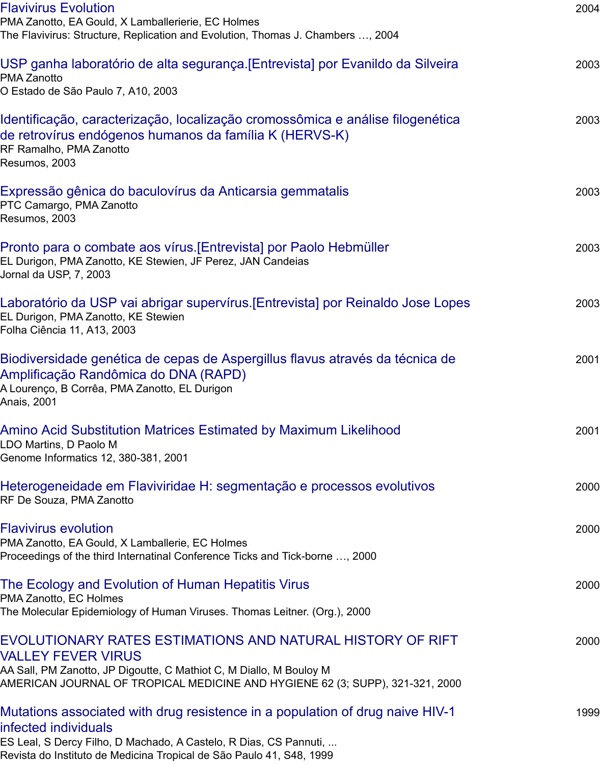Flavivirus Evolution
PMA Zanotto, EA Gould, X Lamballerierie, EC Holmes
The Flavivirus: Structure, Replication and Evolution, Thomas J. Chambers …, 2004 — 2004

USP ganha laboratório de alta segurança.[Entrevista] por Evanildo da Silveira
PMA Zanotto
O Estado de São Paulo 7, A10, 2003 — 2003

Identificação, caracterização, localização cromossômica e análise filogenética de retrovírus endógenos humanos da família K (HERVS-K)
RF Ramalho, PMA Zanotto
Resumos, 2003 — 2003

Expressão gênica do baculovírus da Anticarsia gemmatalis
PTC Camargo, PMA Zanotto
Resumos, 2003 — 2003

Pronto para o combate aos vírus.[Entrevista] por Paolo Hebmüller
EL Durigon, PMA Zanotto, KE Stewien, JF Perez, JAN Candeias
Jornal da USP, 7, 2003 — 2003

Laboratório da USP vai abrigar supervírus.[Entrevista] por Reinaldo Jose Lopes
EL Durigon, PMA Zanotto, KE Stewien
Folha Ciência 11, A13, 2003 — 2003

Biodiversidade genética de cepas de Aspergillus flavus através da técnica de Amplificação Randômica do DNA (RAPD)
A Lourenço, B Corrêa, PMA Zanotto, EL Durigon
Anais, 2001 — 2001

Amino Acid Substitution Matrices Estimated by Maximum Likelihood
LDO Martins, D Paolo M
Genome Informatics 12, 380-381, 2001 — 2001

Heterogeneidade em Flaviviridae H: segmentação e processos evolutivos
RF De Souza, PMA Zanotto — 2000

Flavivirus evolution
PMA Zanotto, EA Gould, X Lamballerie, EC Holmes
Proceedings of the third Internatinal Conference Ticks and Tick-borne …, 2000 — 2000

The Ecology and Evolution of Human Hepatitis Virus
PMA Zanotto, EC Holmes
The Molecular Epidemiology of Human Viruses. Thomas Leitner. (Org.), 2000 — 2000

EVOLUTIONARY RATES ESTIMATIONS AND NATURAL HISTORY OF RIFT VALLEY FEVER VIRUS
AA Sall, PM Zanotto, JP Digoutte, C Mathiot C, M Diallo, M Bouloy M
AMERICAN JOURNAL OF TROPICAL MEDICINE AND HYGIENE 62 (3; SUPP), 321-321, 2000 — 2000

Mutations associated with drug resistence in a population of drug naive HIV-1 infected individuals
ES Leal, S Dercy Filho, D Machado, A Castelo, R Dias, CS Pannuti, ...
Revista do Instituto de Medicina Tropical de São Paulo 41, S48, 1999 — 1999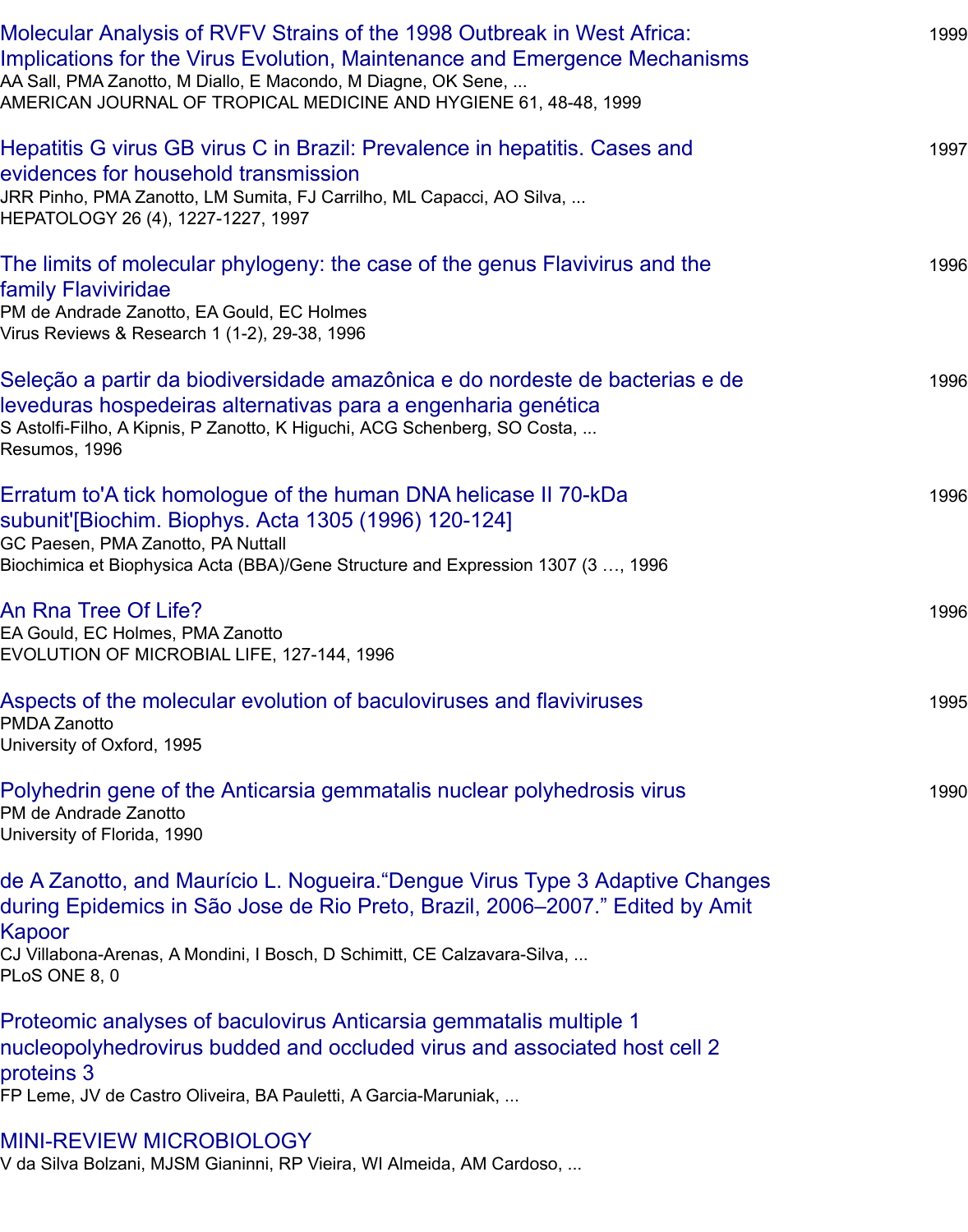Molecular Analysis of RVFV Strains of the 1998 Outbreak in West Africa: Implications for the Virus Evolution, Maintenance and Emergence Mechanisms
AA Sall, PMA Zanotto, M Diallo, E Macondo, M Diagne, OK Sene, ...
AMERICAN JOURNAL OF TROPICAL MEDICINE AND HYGIENE 61, 48-48, 1999 — 1999

Hepatitis G virus GB virus C in Brazil: Prevalence in hepatitis. Cases and evidences for household transmission
JRR Pinho, PMA Zanotto, LM Sumita, FJ Carrilho, ML Capacci, AO Silva, ...
HEPATOLOGY 26 (4), 1227-1227, 1997 — 1997

The limits of molecular phylogeny: the case of the genus Flavivirus and the family Flaviviridae
PM de Andrade Zanotto, EA Gould, EC Holmes
Virus Reviews & Research 1 (1-2), 29-38, 1996 — 1996

Seleção a partir da biodiversidade amazônica e do nordeste de bacterias e de leveduras hospedeiras alternativas para a engenharia genética
S Astolfi-Filho, A Kipnis, P Zanotto, K Higuchi, ACG Schenberg, SO Costa, ...
Resumos, 1996 — 1996

Erratum to'A tick homologue of the human DNA helicase II 70-kDa subunit'[Biochim. Biophys. Acta 1305 (1996) 120-124]
GC Paesen, PMA Zanotto, PA Nuttall
Biochimica et Biophysica Acta (BBA)/Gene Structure and Expression 1307 (3 …, 1996 — 1996

An Rna Tree Of Life?
EA Gould, EC Holmes, PMA Zanotto
EVOLUTION OF MICROBIAL LIFE, 127-144, 1996 — 1996

Aspects of the molecular evolution of baculoviruses and flaviviruses
PMDA Zanotto
University of Oxford, 1995 — 1995

Polyhedrin gene of the Anticarsia gemmatalis nuclear polyhedrosis virus
PM de Andrade Zanotto
University of Florida, 1990 — 1990

de A Zanotto, and Maurício L. Nogueira.“Dengue Virus Type 3 Adaptive Changes during Epidemics in São Jose de Rio Preto, Brazil, 2006–2007.” Edited by Amit Kapoor
CJ Villabona-Arenas, A Mondini, I Bosch, D Schimitt, CE Calzavara-Silva, ...
PLoS ONE 8, 0

Proteomic analyses of baculovirus Anticarsia gemmatalis multiple 1 nucleopolyhedrovirus budded and occluded virus and associated host cell 2 proteins 3
FP Leme, JV de Castro Oliveira, BA Pauletti, A Garcia-Maruniak, ...

MINI-REVIEW MICROBIOLOGY
V da Silva Bolzani, MJSM Gianinni, RP Vieira, WI Almeida, AM Cardoso, ...